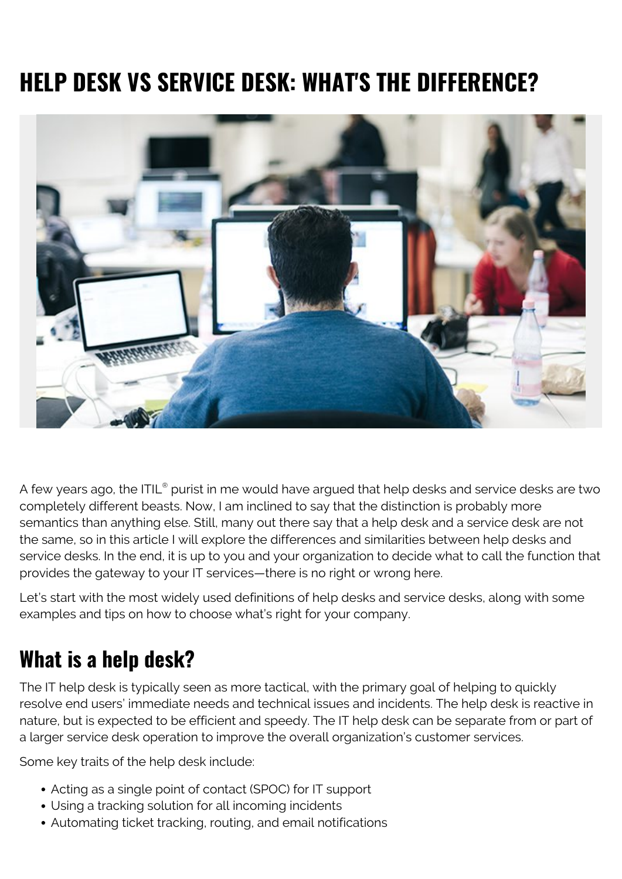# HELP DESK VS SERVICE DESK: WHAT'S THE DIFFERENCE?

A few years ago, the ITIL® purist in me would have argued that help desks and service desks are two completely different beasts. Now, I am inclined to say that the distinction is probably more semantics than anything else. Still, many out there say that a help desk and a service desk are not the same, so in this article I will explore the differences and similarities between help desks and service desks. In the end, it is up to you and your organization to decide what to call the function that provides the gateway to your IT services—there is no right or wrong here.

Let's start with the most widely used definitions of help desks and service desks, along with some examples and tips on how to choose what's right for your company.

## What is a help desk?

The IT help desk is typically seen as more tactical, with the primary goal of helping to quickly resolve end users' immediate needs and technical issues and incidents. The help desk is reactive in nature, but is expected to be efficient and speedy. The IT help desk can be separate from or part of a larger service desk operation to improve the overall organization's customer services.

Some key traits of the help desk include:

- Acting as a single point of contact (SPOC) for IT support
- Using a tracking solution for all incoming incidents
- Automating ticket tracking, routing, and email notifications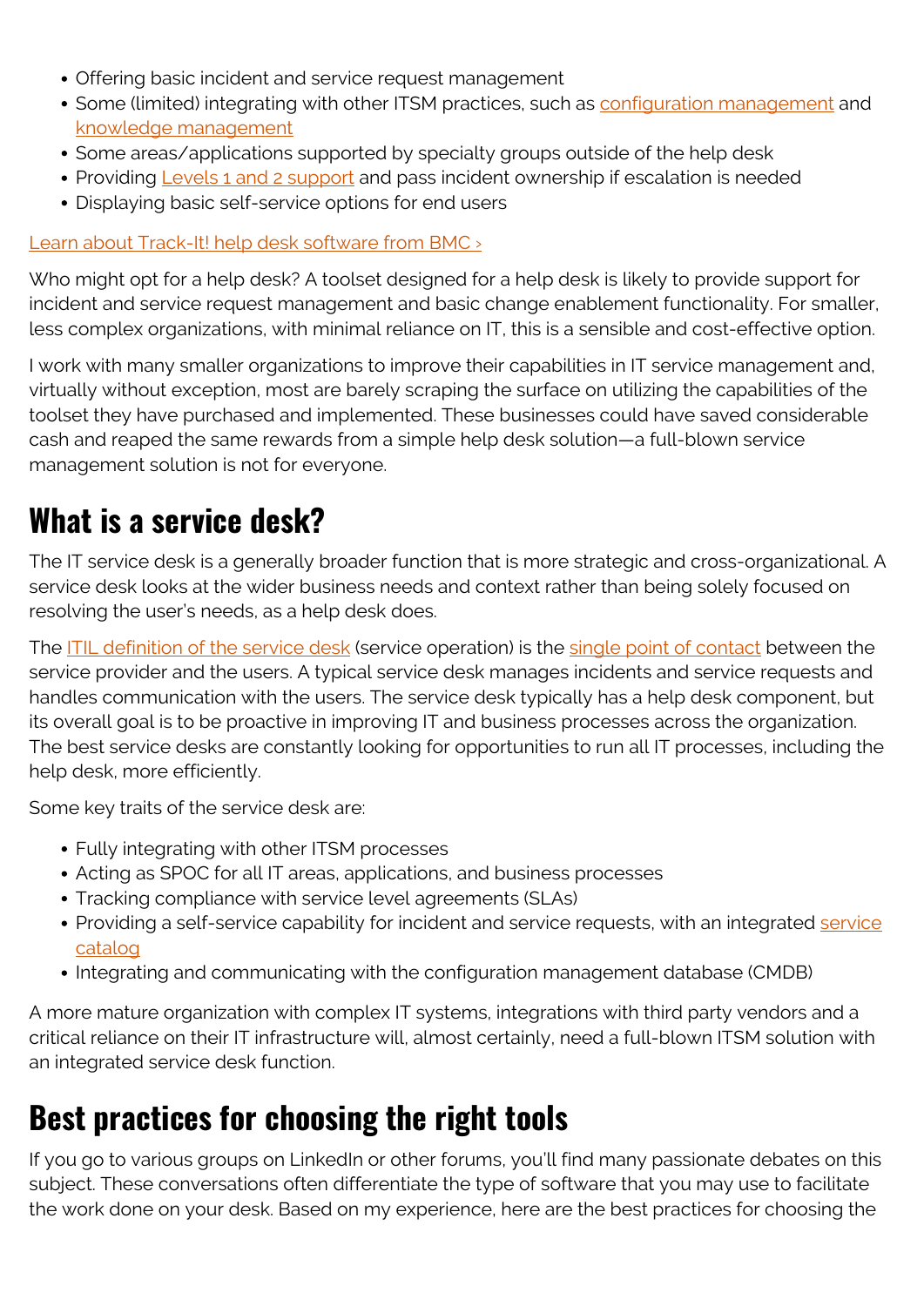- Offering basic incident and service request management
- Some (limited) integrating with other ITSM practices, such as [configuration management] and [knowledge management]
- Some areas/applications supported by specialty groups outside of the help desk
- Providing [Levels 1 and 2 support] and pass incident ownership if escalation is needed
- Displaying basic self-service options for end users

[Learn about Track-It! help desk software from BMC ›]

Who might opt for a help desk? A toolset designed for a help desk is likely to provide support for incident and service request management and basic change enablement functionality. For smaller, less complex organizations, with minimal reliance on IT, this is a sensible and cost-effective option.

I work with many smaller organizations to improve their capabilities in IT service management and, virtually without exception, most are barely scraping the surface on utilizing the capabilities of the toolset they have purchased and implemented. These businesses could have saved considerable cash and reaped the same rewards from a simple help desk solution—a full-blown service management solution is not for everyone.

## What is a service desk?

The IT service desk is a generally broader function that is more strategic and cross-organizational. A service desk looks at the wider business needs and context rather than being solely focused on resolving the user's needs, as a help desk does.

The [ITIL definition of the service desk] (service operation) is the [single point of contact] between the service provider and the users. A typical service desk manages incidents and service requests and handles communication with the users. The service desk typically has a help desk component, but its overall goal is to be proactive in improving IT and business processes across the organization. The best service desks are constantly looking for opportunities to run all IT processes, including the help desk, more efficiently.

Some key traits of the service desk are:

- Fully integrating with other ITSM processes
- Acting as SPOC for all IT areas, applications, and business processes
- Tracking compliance with service level agreements (SLAs)
- Providing a self-service capability for incident and service requests, with an integrated [service catalog]
- Integrating and communicating with the configuration management database (CMDB)

A more mature organization with complex IT systems, integrations with third party vendors and a critical reliance on their IT infrastructure will, almost certainly, need a full-blown ITSM solution with an integrated service desk function.

## Best practices for choosing the right tools

If you go to various groups on LinkedIn or other forums, you'll find many passionate debates on this subject. These conversations often differentiate the type of software that you may use to facilitate the work done on your desk. Based on my experience, here are the best practices for choosing the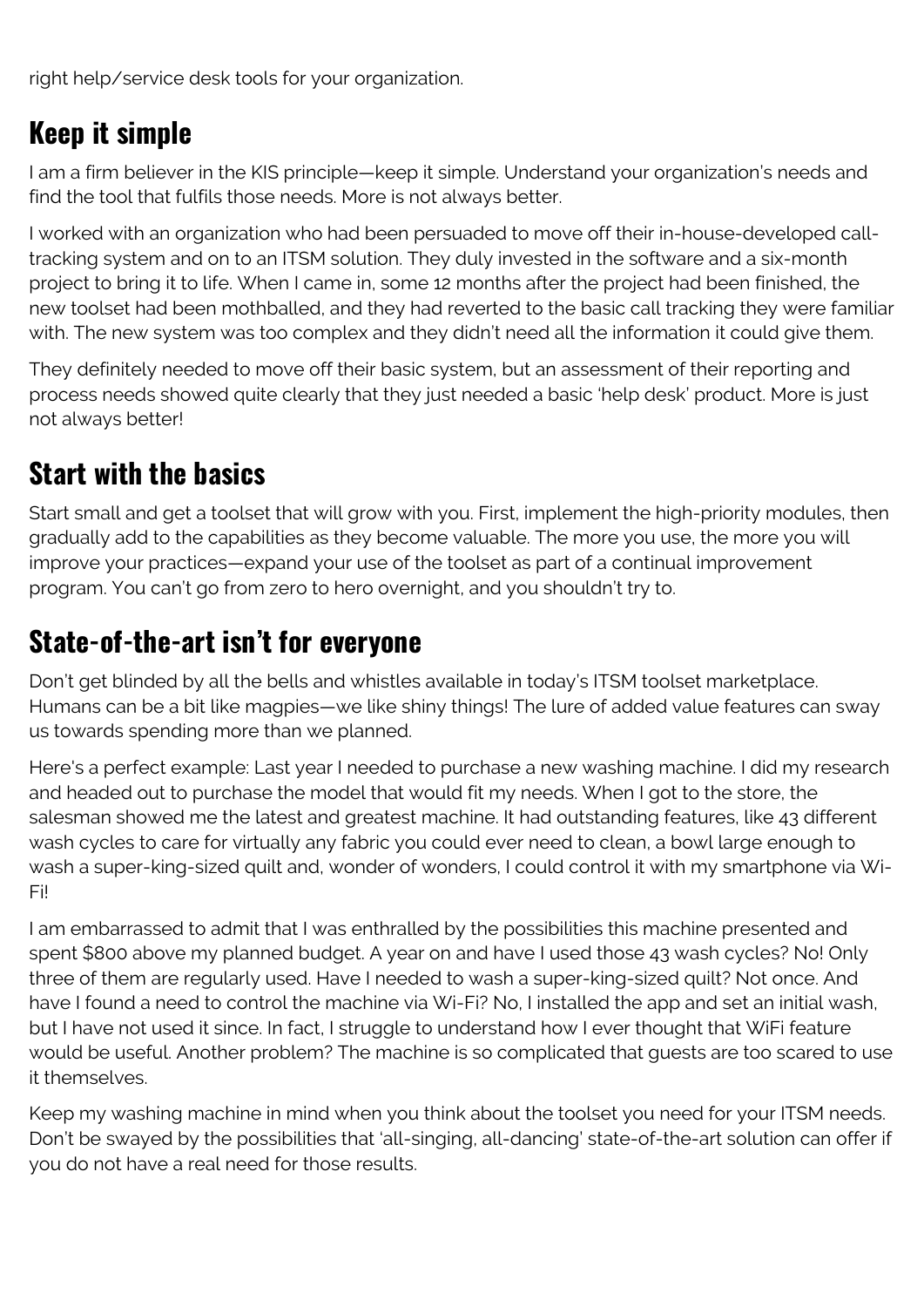right help/service desk tools for your organization.

## Keep it simple

I am a firm believer in the KIS principle—keep it simple. Understand your organization's needs and find the tool that fulfils those needs. More is not always better.

I worked with an organization who had been persuaded to move off their in-house-developed call-tracking system and on to an ITSM solution. They duly invested in the software and a six-month project to bring it to life. When I came in, some 12 months after the project had been finished, the new toolset had been mothballed, and they had reverted to the basic call tracking they were familiar with. The new system was too complex and they didn't need all the information it could give them.

They definitely needed to move off their basic system, but an assessment of their reporting and process needs showed quite clearly that they just needed a basic 'help desk' product. More is just not always better!

## Start with the basics

Start small and get a toolset that will grow with you. First, implement the high-priority modules, then gradually add to the capabilities as they become valuable. The more you use, the more you will improve your practices—expand your use of the toolset as part of a continual improvement program. You can't go from zero to hero overnight, and you shouldn't try to.

## State-of-the-art isn't for everyone

Don't get blinded by all the bells and whistles available in today's ITSM toolset marketplace. Humans can be a bit like magpies—we like shiny things! The lure of added value features can sway us towards spending more than we planned.

Here's a perfect example: Last year I needed to purchase a new washing machine. I did my research and headed out to purchase the model that would fit my needs. When I got to the store, the salesman showed me the latest and greatest machine. It had outstanding features, like 43 different wash cycles to care for virtually any fabric you could ever need to clean, a bowl large enough to wash a super-king-sized quilt and, wonder of wonders, I could control it with my smartphone via Wi-Fi!

I am embarrassed to admit that I was enthralled by the possibilities this machine presented and spent $800 above my planned budget. A year on and have I used those 43 wash cycles? No! Only three of them are regularly used. Have I needed to wash a super-king-sized quilt? Not once. And have I found a need to control the machine via Wi-Fi? No, I installed the app and set an initial wash, but I have not used it since. In fact, I struggle to understand how I ever thought that WiFi feature would be useful. Another problem? The machine is so complicated that guests are too scared to use it themselves.

Keep my washing machine in mind when you think about the toolset you need for your ITSM needs. Don't be swayed by the possibilities that 'all-singing, all-dancing' state-of-the-art solution can offer if you do not have a real need for those results.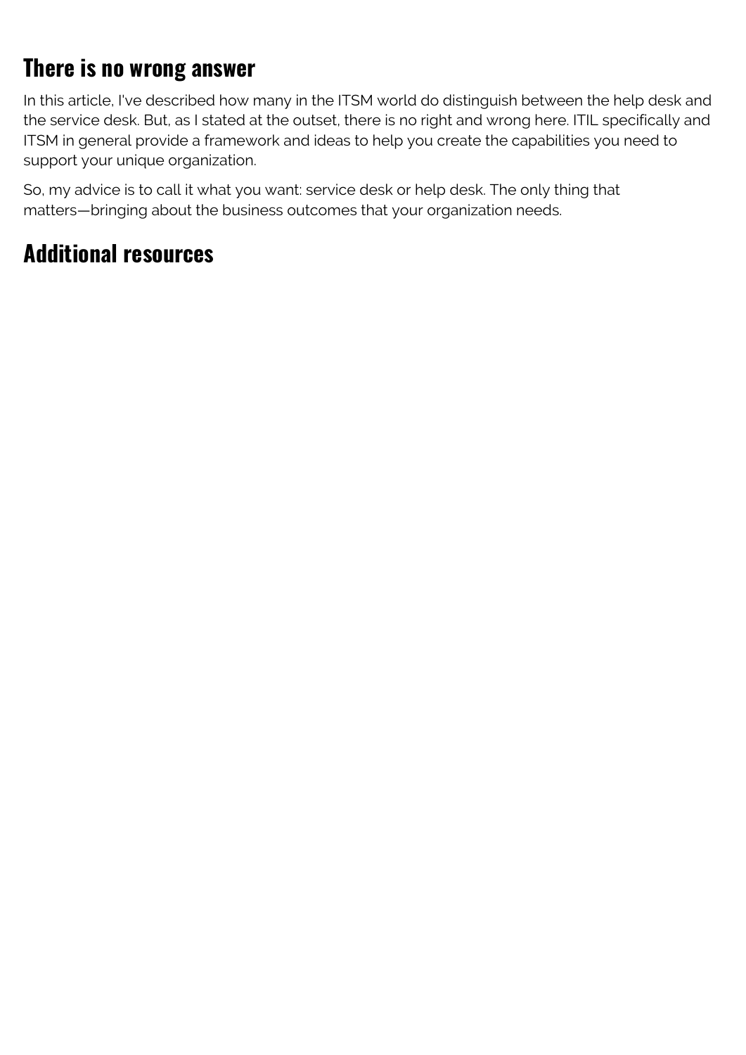## There is no wrong answer

In this article, I've described how many in the ITSM world do distinguish between the help desk and the service desk. But, as I stated at the outset, there is no right and wrong here. ITIL specifically and ITSM in general provide a framework and ideas to help you create the capabilities you need to support your unique organization.

So, my advice is to call it what you want: service desk or help desk. The only thing that matters—bringing about the business outcomes that your organization needs.

## Additional resources